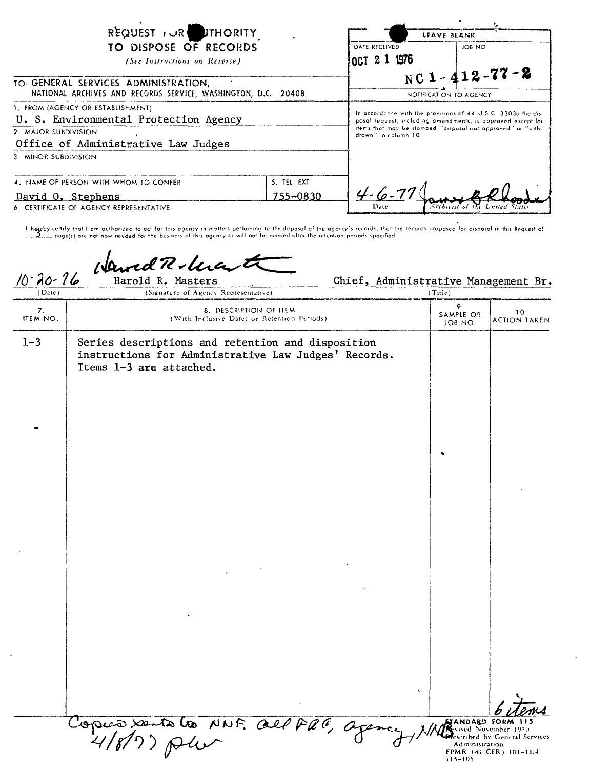# REQUEST FOR AUTHORITY TO DISPOSE OF RECORDS

*(See Instructions on Reverse)*

| LEAVE BLANK | |
|---|---|
| DATE RECEIVED | JOB NO |
| OCT 21 1976 | NC1-412-77-2 |

TO: GENERAL SERVICES ADMINISTRATION,
NATIONAL ARCHIVES AND RECORDS SERVICE, WASHINGTON, D.C. 20408

1. FROM (AGENCY OR ESTABLISHMENT)
U. S. Environmental Protection Agency

2. MAJOR SUBDIVISION
Office of Administrative Law Judges

3. MINOR SUBDIVISION

4. NAME OF PERSON WITH WHOM TO CONFER
David O. Stephens

5. TEL EXT
755-0830

NOTIFICATION TO AGENCY

In accordance with the provisions of 44 U.S.C. 3303a the disposal request, including amendments, is approved except for items that may be stamped "disposal not approved" or "withdrawn" in column 10

4-6-77 — James B. Rhoads
Date — Archivist of the United States

6. CERTIFICATE OF AGENCY REPRESENTATIVE:

I hereby certify that I am authorized to act for this agency in matters pertaining to the disposal of the agency's records, that the records proposed for disposal in this Request of 3 page(s) are not now needed for the business of this agency or will not be needed after the retention periods specified.

| (Date) | (Signature of Agency Representative) | (Title) |
|---|---|---|
| 10-20-76 | Harold R. Masters | Chief, Administrative Management Br. |

| 7. ITEM NO. | 8. DESCRIPTION OF ITEM (With Inclusive Dates or Retention Periods) | 9. SAMPLE OR JOB NO. | 10. ACTION TAKEN |
|---|---|---|---|
| 1-3 | Series descriptions and retention and disposition instructions for Administrative Law Judges' Records. Items 1-3 are attached. | | |

6 items

Copies sent to NNF, all FRC, agency, NNB 4/8/77 plw

STANDARD FORM 115
Revised November 1970
Prescribed by General Services Administration
FPMR (41 CFR) 101-11.4
115-105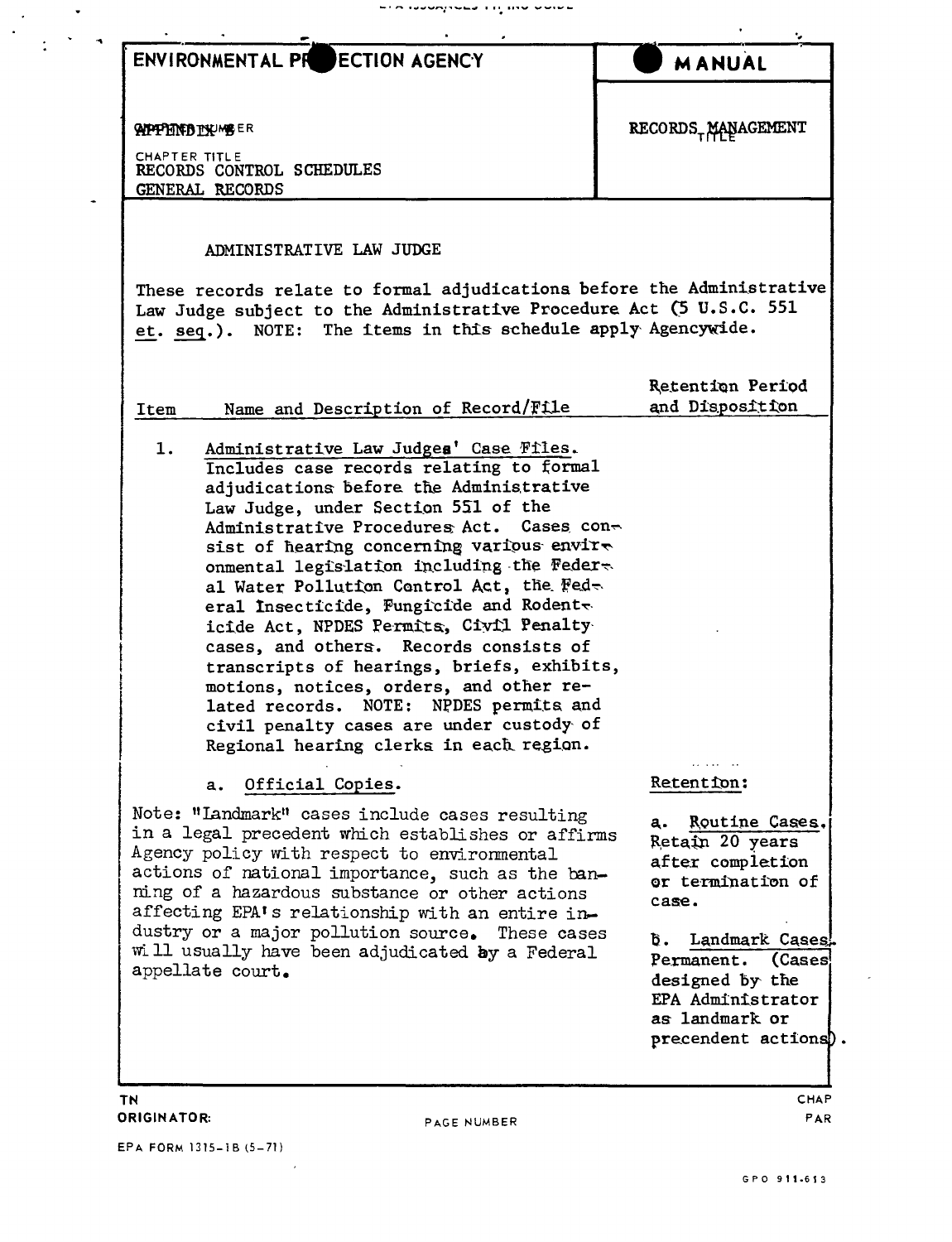ENVIRONMENTAL PROTECTION AGENCY | MANUAL

APPENDIX NUMBER

CHAPTER TITLE
RECORDS CONTROL SCHEDULES
GENERAL RECORDS

TITLE
RECORDS MANAGEMENT

## ADMINISTRATIVE LAW JUDGE

These records relate to formal adjudications before the Administrative Law Judge subject to the Administrative Procedure Act (5 U.S.C. 551 et. seq.). NOTE: The items in this schedule apply Agencywide.

| Item | Name and Description of Record/File | Retention Period and Disposition |
|---|---|---|
| 1. | Administrative Law Judges' Case Files. Includes case records relating to formal adjudications before the Administrative Law Judge, under Section 551 of the Administrative Procedures Act. Cases consist of hearing concerning various environmental legislation including the Federal Water Pollution Control Act, the Federal Insecticide, Fungicide and Rodenticide Act, NPDES Permits, Civil Penalty cases, and others. Records consists of transcripts of hearings, briefs, exhibits, motions, notices, orders, and other related records. NOTE: NPDES permits and civil penalty cases are under custody of Regional hearing clerks in each region. | |
| | a. Official Copies. <br><br> Note: "Landmark" cases include cases resulting in a legal precedent which establishes or affirms Agency policy with respect to environmental actions of national importance, such as the banning of a hazardous substance or other actions affecting EPA's relationship with an entire industry or a major pollution source. These cases will usually have been adjudicated by a Federal appellate court. | Retention: <br><br> a. Routine Cases. Retain 20 years after completion or termination of case. <br><br> b. Landmark Cases. Permanent. (Cases designed by the EPA Administrator as landmark or precendent actions). |

TN
ORIGINATOR:
PAGE NUMBER
CHAP
PAR

EPA FORM 1315-1B (5-71)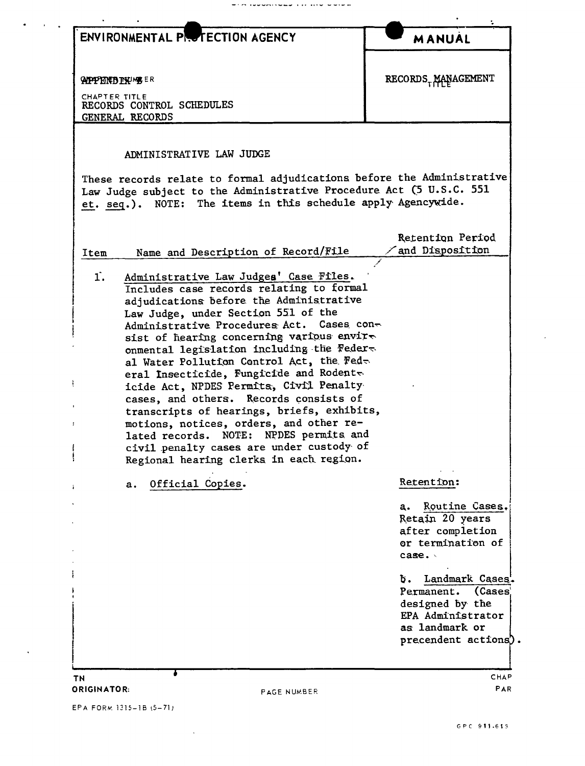| ENVIRONMENTAL PROTECTION AGENCY | MANUAL |
| --- | --- |
| APPENDIX B<br>CHAPTER TITLE<br>RECORDS CONTROL SCHEDULES<br>GENERAL RECORDS | RECORDS MANAGEMENT |

## ADMINISTRATIVE LAW JUDGE

These records relate to formal adjudications before the Administrative Law Judge subject to the Administrative Procedure Act (5 U.S.C. 551 et. seq.). NOTE: The items in this schedule apply Agencywide.

| Item | Name and Description of Record/File | Retention Period and Disposition |
| --- | --- | --- |
| 1. | Administrative Law Judges' Case Files. Includes case records relating to formal adjudications before the Administrative Law Judge, under Section 551 of the Administrative Procedures Act. Cases consist of hearing concerning various environmental legislation including the Federal Water Pollution Control Act, the Federal Insecticide, Fungicide and Rodenticide Act, NPDES Permits, Civil Penalty cases, and others. Records consists of transcripts of hearings, briefs, exhibits, motions, notices, orders, and other related records. NOTE: NPDES permits and civil penalty cases are under custody of Regional hearing clerks in each region. | |
| | a. Official Copies. | Retention:<br><br>a. Routine Cases. Retain 20 years after completion or termination of case.<br><br>b. Landmark Cases. Permanent. (Cases designed by the EPA Administrator as landmark or precendent actions). |

EPA FORM 1315-1B (5-71)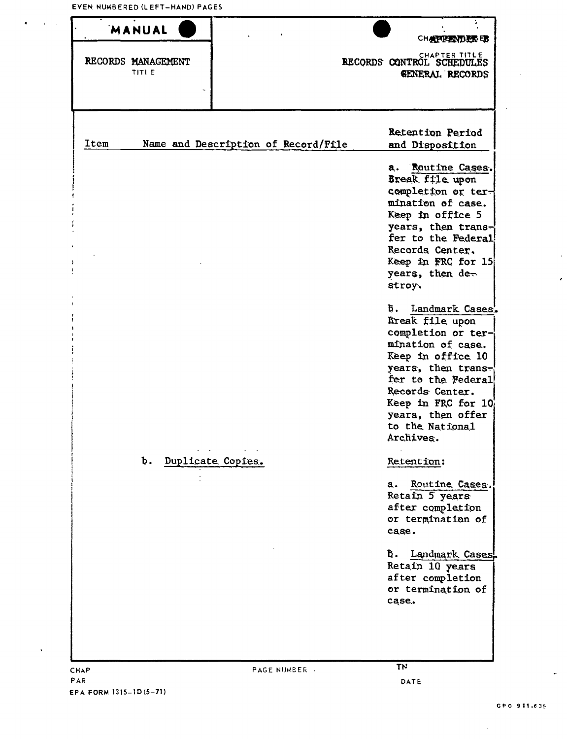| MANUAL | APPENDIX B |
| --- | --- |
| RECORDS MANAGEMENT<br>TITLE | CHAPTER TITLE<br>RECORDS CONTROL SCHEDULES<br>GENERAL RECORDS |

| Item | Name and Description of Record/File | Retention Period and Disposition |
| --- | --- | --- |
| | | a. <u>Routine Cases</u>. Break file upon completion or termination of case. Keep in office 5 years, then transfer to the Federal Records Center. Keep in FRC for 15 years, then destroy. |
| | | b. <u>Landmark Cases</u>. Break file upon completion or termination of case. Keep in office 10 years, then transfer to the Federal Records Center. Keep in FRC for 10 years, then offer to the National Archives. |
| | b. <u>Duplicate Copies</u>. | <u>Retention</u>: |
| | | a. <u>Routine Cases</u>. Retain 5 years after completion or termination of case. |
| | | b. <u>Landmark Cases</u>. Retain 10 years after completion or termination of case. |

EPA FORM 1315-1D (5-71)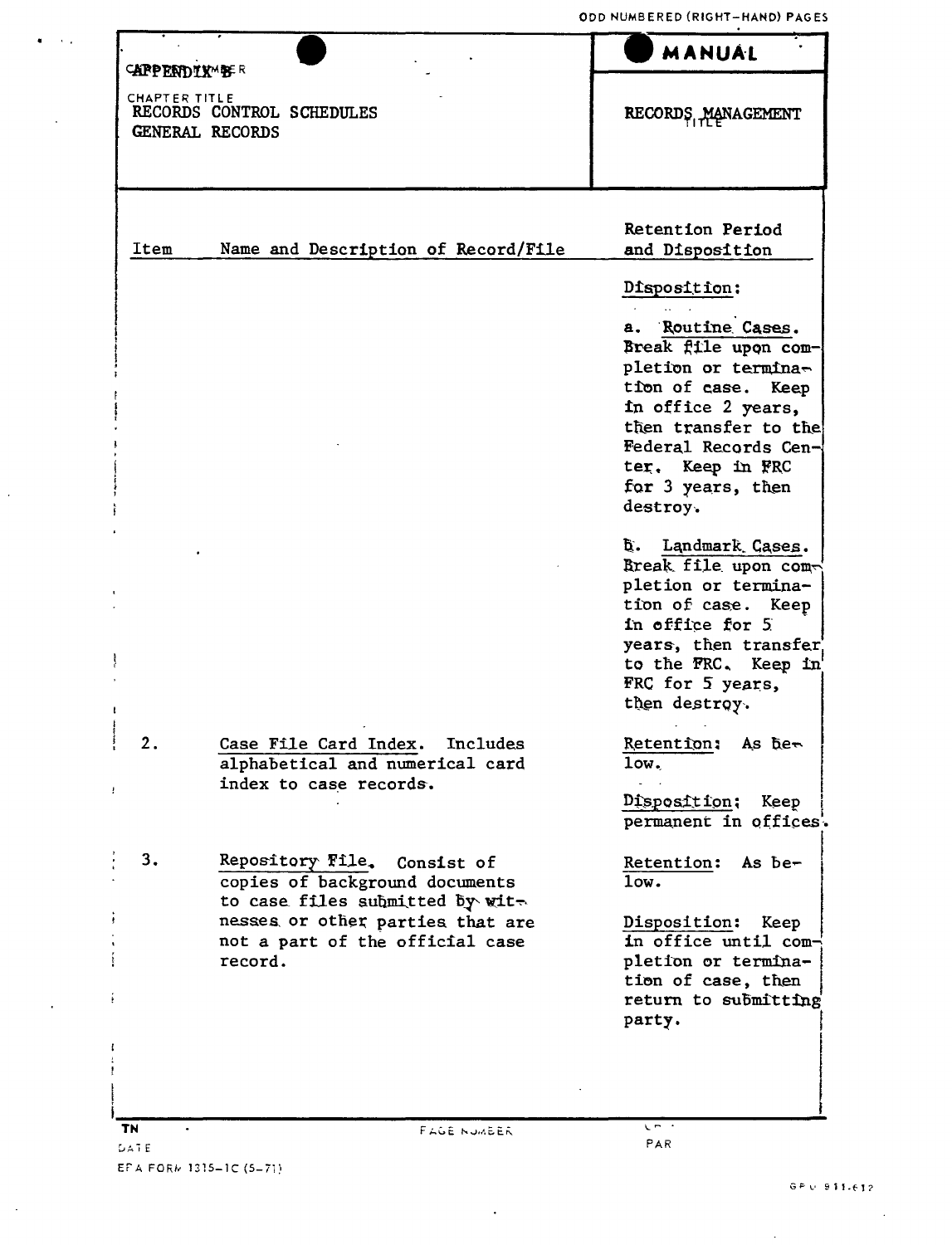APPENDIX B

CHAPTER TITLE
RECORDS CONTROL SCHEDULES
GENERAL RECORDS

**MANUAL**

RECORDS MANAGEMENT

| Item | Name and Description of Record/File | Retention Period and Disposition |
|---|---|---|
| | | Disposition:<br><br>a. Routine Cases. Break file upon completion or termination of case. Keep in office 2 years, then transfer to the Federal Records Center. Keep in FRC for 3 years, then destroy.<br><br>b. Landmark Cases. Break file upon completion or termination of case. Keep in office for 5 years, then transfer to the FRC. Keep in FRC for 5 years, then destroy. |
| 2. | Case File Card Index. Includes alphabetical and numerical card index to case records. | Retention: As below.<br><br>Disposition: Keep permanent in offices. |
| 3. | Repository File. Consist of copies of background documents to case files submitted by witnesses or other parties that are not a part of the official case record. | Retention: As below.<br><br>Disposition: Keep in office until completion or termination of case, then return to submitting party. |

TN
DATE
PAGE NUMBER
PAR

EPA FORM 1315-1C (5-71)